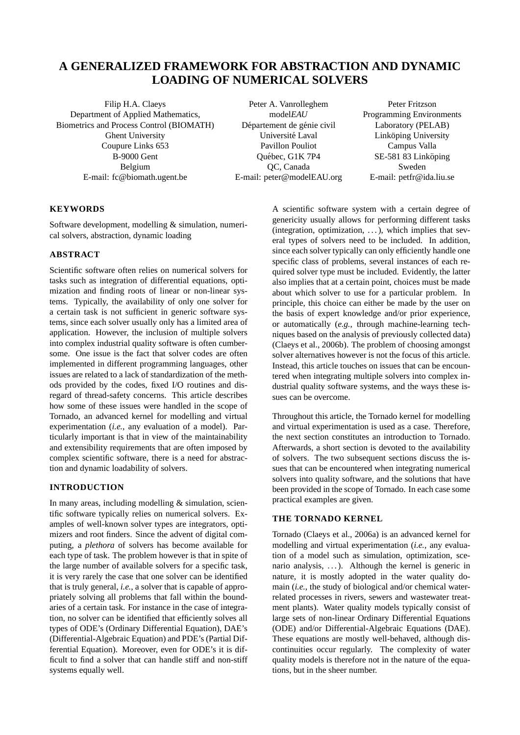# A GENERALIZED FRAMEWORK FOR ABSTRACTION AND DYNAMIC LOADING OF NUMERICAL SOLVERS

Filip H.A. Claeys
Department of Applied Mathematics,
Biometrics and Process Control (BIOMATH)
Ghent University
Coupure Links 653
B-9000 Gent
Belgium
E-mail: fc@biomath.ugent.be

Peter A. Vanrolleghem
model*EAU*
Département de génie civil
Université Laval
Pavillon Pouliot
Québec, G1K 7P4
QC, Canada
E-mail: peter@modelEAU.org

Peter Fritzson
Programming Environments
Laboratory (PELAB)
Linköping University
Campus Valla
SE-581 83 Linköping
Sweden
E-mail: petfr@ida.liu.se

## KEYWORDS

Software development, modelling & simulation, numerical solvers, abstraction, dynamic loading

## ABSTRACT

Scientific software often relies on numerical solvers for tasks such as integration of differential equations, optimization and finding roots of linear or non-linear systems. Typically, the availability of only one solver for a certain task is not sufficient in generic software systems, since each solver usually only has a limited area of application. However, the inclusion of multiple solvers into complex industrial quality software is often cumbersome. One issue is the fact that solver codes are often implemented in different programming languages, other issues are related to a lack of standardization of the methods provided by the codes, fixed I/O routines and disregard of thread-safety concerns. This article describes how some of these issues were handled in the scope of Tornado, an advanced kernel for modelling and virtual experimentation (*i.e.*, any evaluation of a model). Particularly important is that in view of the maintainability and extensibility requirements that are often imposed by complex scientific software, there is a need for abstraction and dynamic loadability of solvers.

## INTRODUCTION

In many areas, including modelling & simulation, scientific software typically relies on numerical solvers. Examples of well-known solver types are integrators, optimizers and root finders. Since the advent of digital computing, a *plethora* of solvers has become available for each type of task. The problem however is that in spite of the large number of available solvers for a specific task, it is very rarely the case that one solver can be identified that is truly general, *i.e.*, a solver that is capable of appropriately solving all problems that fall within the boundaries of a certain task. For instance in the case of integration, no solver can be identified that efficiently solves all types of ODE's (Ordinary Differential Equation), DAE's (Differential-Algebraic Equation) and PDE's (Partial Differential Equation). Moreover, even for ODE's it is difficult to find a solver that can handle stiff and non-stiff systems equally well.

A scientific software system with a certain degree of genericity usually allows for performing different tasks (integration, optimization, . . . ), which implies that several types of solvers need to be included. In addition, since each solver typically can only efficiently handle one specific class of problems, several instances of each required solver type must be included. Evidently, the latter also implies that at a certain point, choices must be made about which solver to use for a particular problem. In principle, this choice can either be made by the user on the basis of expert knowledge and/or prior experience, or automatically (*e.g.*, through machine-learning techniques based on the analysis of previously collected data) (Claeys et al., 2006b). The problem of choosing amongst solver alternatives however is not the focus of this article. Instead, this article touches on issues that can be encountered when integrating multiple solvers into complex industrial quality software systems, and the ways these issues can be overcome.

Throughout this article, the Tornado kernel for modelling and virtual experimentation is used as a case. Therefore, the next section constitutes an introduction to Tornado. Afterwards, a short section is devoted to the availability of solvers. The two subsequent sections discuss the issues that can be encountered when integrating numerical solvers into quality software, and the solutions that have been provided in the scope of Tornado. In each case some practical examples are given.

## THE TORNADO KERNEL

Tornado (Claeys et al., 2006a) is an advanced kernel for modelling and virtual experimentation (*i.e.*, any evaluation of a model such as simulation, optimization, scenario analysis, . . . ). Although the kernel is generic in nature, it is mostly adopted in the water quality domain (*i.e.*, the study of biological and/or chemical water-related processes in rivers, sewers and wastewater treatment plants). Water quality models typically consist of large sets of non-linear Ordinary Differential Equations (ODE) and/or Differential-Algebraic Equations (DAE). These equations are mostly well-behaved, although discontinuities occur regularly. The complexity of water quality models is therefore not in the nature of the equations, but in the sheer number.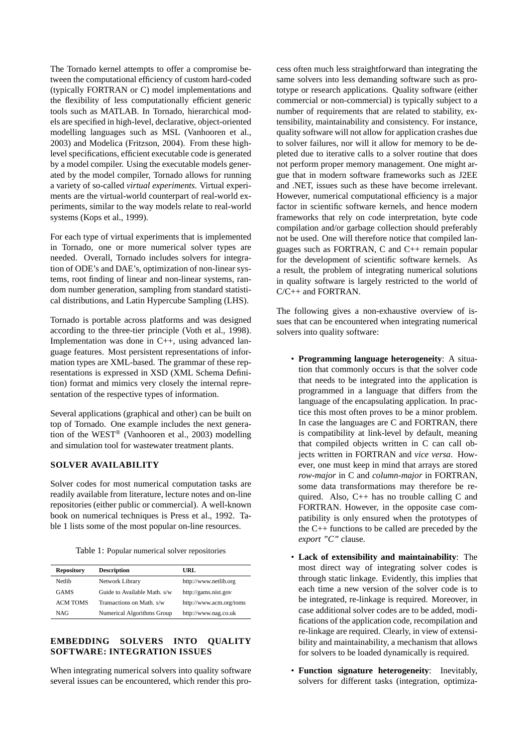The Tornado kernel attempts to offer a compromise between the computational efficiency of custom hard-coded (typically FORTRAN or C) model implementations and the flexibility of less computationally efficient generic tools such as MATLAB. In Tornado, hierarchical models are specified in high-level, declarative, object-oriented modelling languages such as MSL (Vanhooren et al., 2003) and Modelica (Fritzson, 2004). From these high-level specifications, efficient executable code is generated by a model compiler. Using the executable models generated by the model compiler, Tornado allows for running a variety of so-called *virtual experiments*. Virtual experiments are the virtual-world counterpart of real-world experiments, similar to the way models relate to real-world systems (Kops et al., 1999).

For each type of virtual experiments that is implemented in Tornado, one or more numerical solver types are needed. Overall, Tornado includes solvers for integration of ODE's and DAE's, optimization of non-linear systems, root finding of linear and non-linear systems, random number generation, sampling from standard statistical distributions, and Latin Hypercube Sampling (LHS).

Tornado is portable across platforms and was designed according to the three-tier principle (Voth et al., 1998). Implementation was done in C++, using advanced language features. Most persistent representations of information types are XML-based. The grammar of these representations is expressed in XSD (XML Schema Definition) format and mimics very closely the internal representation of the respective types of information.

Several applications (graphical and other) can be built on top of Tornado. One example includes the next generation of the WEST® (Vanhooren et al., 2003) modelling and simulation tool for wastewater treatment plants.

## SOLVER AVAILABILITY

Solver codes for most numerical computation tasks are readily available from literature, lecture notes and on-line repositories (either public or commercial). A well-known book on numerical techniques is Press et al., 1992. Table 1 lists some of the most popular on-line resources.

Table 1: Popular numerical solver repositories

| Repository | Description | URL |
|---|---|---|
| Netlib | Network Library | http://www.netlib.org |
| GAMS | Guide to Available Math. s/w | http://gams.nist.gov |
| ACM TOMS | Transactions on Math. s/w | http://www.acm.org/toms |
| NAG | Numerical Algorithms Group | http://www.nag.co.uk |

## EMBEDDING SOLVERS INTO QUALITY SOFTWARE: INTEGRATION ISSUES

When integrating numerical solvers into quality software several issues can be encountered, which render this process often much less straightforward than integrating the same solvers into less demanding software such as prototype or research applications. Quality software (either commercial or non-commercial) is typically subject to a number of requirements that are related to stability, extensibility, maintainability and consistency. For instance, quality software will not allow for application crashes due to solver failures, nor will it allow for memory to be depleted due to iterative calls to a solver routine that does not perform proper memory management. One might argue that in modern software frameworks such as J2EE and .NET, issues such as these have become irrelevant. However, numerical computational efficiency is a major factor in scientific software kernels, and hence modern frameworks that rely on code interpretation, byte code compilation and/or garbage collection should preferably not be used. One will therefore notice that compiled languages such as FORTRAN, C and C++ remain popular for the development of scientific software kernels. As a result, the problem of integrating numerical solutions in quality software is largely restricted to the world of C/C++ and FORTRAN.

The following gives a non-exhaustive overview of issues that can be encountered when integrating numerical solvers into quality software:

- **Programming language heterogeneity**: A situation that commonly occurs is that the solver code that needs to be integrated into the application is programmed in a language that differs from the language of the encapsulating application. In practice this most often proves to be a minor problem. In case the languages are C and FORTRAN, there is compatibility at link-level by default, meaning that compiled objects written in C can call objects written in FORTRAN and *vice versa*. However, one must keep in mind that arrays are stored *row-major* in C and *column-major* in FORTRAN, some data transformations may therefore be required. Also, C++ has no trouble calling C and FORTRAN. However, in the opposite case compatibility is only ensured when the prototypes of the C++ functions to be called are preceded by the *export "C"* clause.
- **Lack of extensibility and maintainability**: The most direct way of integrating solver codes is through static linkage. Evidently, this implies that each time a new version of the solver code is to be integrated, re-linkage is required. Moreover, in case additional solver codes are to be added, modifications of the application code, recompilation and re-linkage are required. Clearly, in view of extensibility and maintainability, a mechanism that allows for solvers to be loaded dynamically is required.
- **Function signature heterogeneity**: Inevitably, solvers for different tasks (integration, optimiza-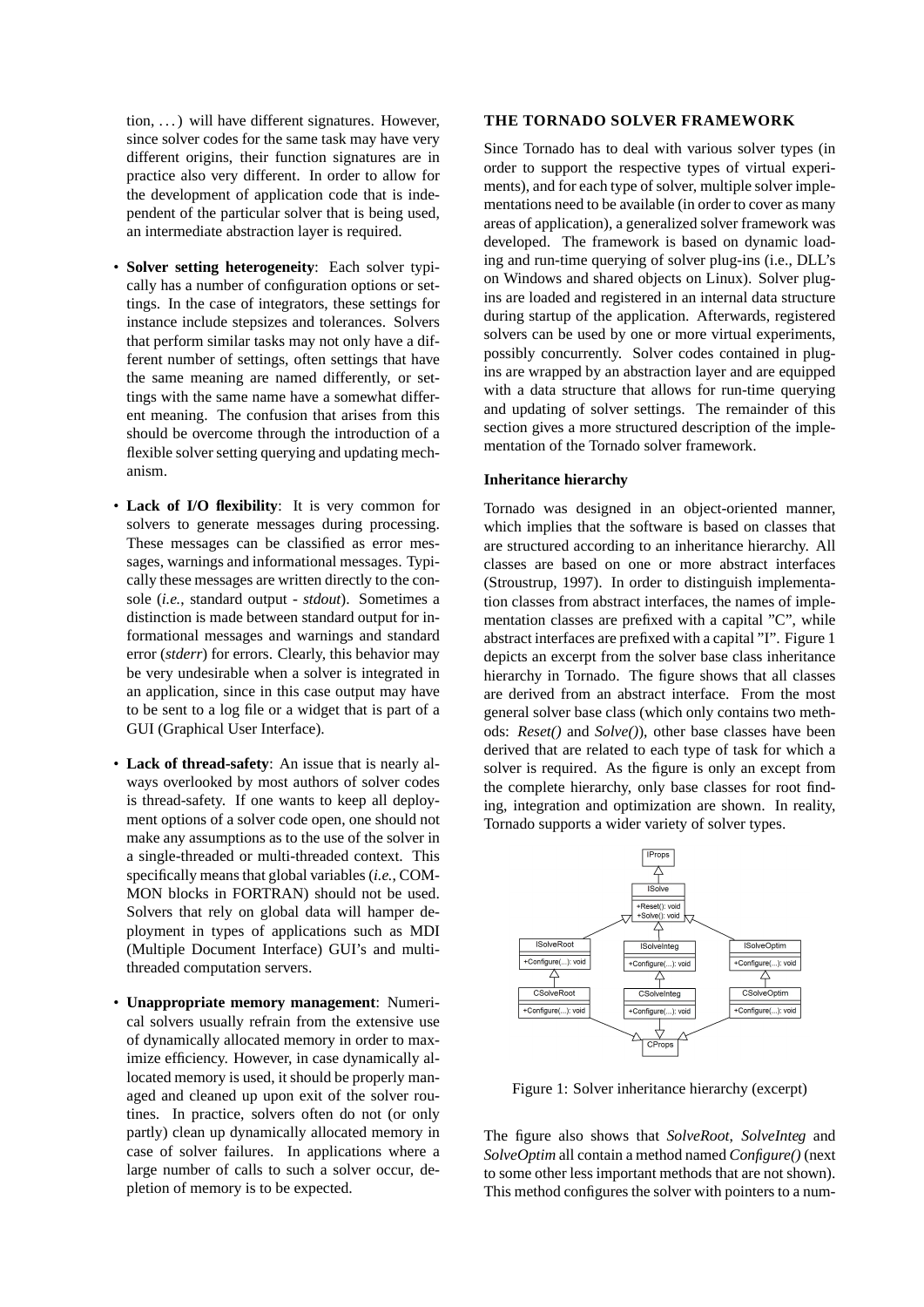tion, . . . ) will have different signatures. However, since solver codes for the same task may have very different origins, their function signatures are in practice also very different. In order to allow for the development of application code that is independent of the particular solver that is being used, an intermediate abstraction layer is required.

- **Solver setting heterogeneity**: Each solver typically has a number of configuration options or settings. In the case of integrators, these settings for instance include stepsizes and tolerances. Solvers that perform similar tasks may not only have a different number of settings, often settings that have the same meaning are named differently, or settings with the same name have a somewhat different meaning. The confusion that arises from this should be overcome through the introduction of a flexible solver setting querying and updating mechanism.
- **Lack of I/O flexibility**: It is very common for solvers to generate messages during processing. These messages can be classified as error messages, warnings and informational messages. Typically these messages are written directly to the console (*i.e.*, standard output - *stdout*). Sometimes a distinction is made between standard output for informational messages and warnings and standard error (*stderr*) for errors. Clearly, this behavior may be very undesirable when a solver is integrated in an application, since in this case output may have to be sent to a log file or a widget that is part of a GUI (Graphical User Interface).
- **Lack of thread-safety**: An issue that is nearly always overlooked by most authors of solver codes is thread-safety. If one wants to keep all deployment options of a solver code open, one should not make any assumptions as to the use of the solver in a single-threaded or multi-threaded context. This specifically means that global variables (*i.e.*, COMMON blocks in FORTRAN) should not be used. Solvers that rely on global data will hamper deployment in types of applications such as MDI (Multiple Document Interface) GUI's and multi-threaded computation servers.
- **Unappropriate memory management**: Numerical solvers usually refrain from the extensive use of dynamically allocated memory in order to maximize efficiency. However, in case dynamically allocated memory is used, it should be properly managed and cleaned up upon exit of the solver routines. In practice, solvers often do not (or only partly) clean up dynamically allocated memory in case of solver failures. In applications where a large number of calls to such a solver occur, depletion of memory is to be expected.

## THE TORNADO SOLVER FRAMEWORK

Since Tornado has to deal with various solver types (in order to support the respective types of virtual experiments), and for each type of solver, multiple solver implementations need to be available (in order to cover as many areas of application), a generalized solver framework was developed. The framework is based on dynamic loading and run-time querying of solver plug-ins (i.e., DLL's on Windows and shared objects on Linux). Solver plug-ins are loaded and registered in an internal data structure during startup of the application. Afterwards, registered solvers can be used by one or more virtual experiments, possibly concurrently. Solver codes contained in plug-ins are wrapped by an abstraction layer and are equipped with a data structure that allows for run-time querying and updating of solver settings. The remainder of this section gives a more structured description of the implementation of the Tornado solver framework.

### Inheritance hierarchy

Tornado was designed in an object-oriented manner, which implies that the software is based on classes that are structured according to an inheritance hierarchy. All classes are based on one or more abstract interfaces (Stroustrup, 1997). In order to distinguish implementation classes from abstract interfaces, the names of implementation classes are prefixed with a capital "C", while abstract interfaces are prefixed with a capital "I". Figure 1 depicts an excerpt from the solver base class inheritance hierarchy in Tornado. The figure shows that all classes are derived from an abstract interface. From the most general solver base class (which only contains two methods: *Reset()* and *Solve()*), other base classes have been derived that are related to each type of task for which a solver is required. As the figure is only an except from the complete hierarchy, only base classes for root finding, integration and optimization are shown. In reality, Tornado supports a wider variety of solver types.

Figure 1: Solver inheritance hierarchy (excerpt)

The figure also shows that *SolveRoot*, *SolveInteg* and *SolveOptim* all contain a method named *Configure()* (next to some other less important methods that are not shown). This method configures the solver with pointers to a num-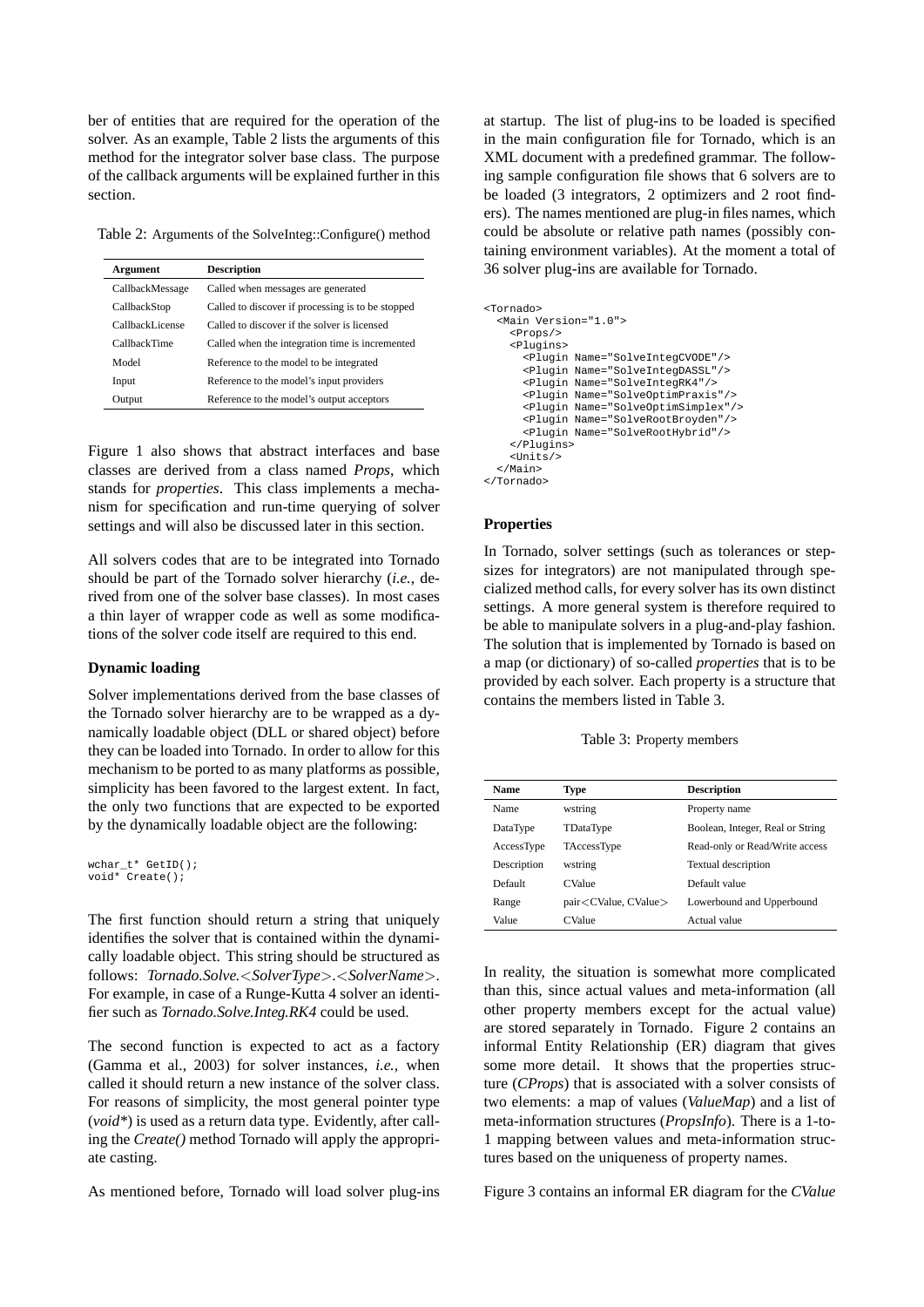ber of entities that are required for the operation of the solver. As an example, Table 2 lists the arguments of this method for the integrator solver base class. The purpose of the callback arguments will be explained further in this section.

Table 2: Arguments of the SolveInteg::Configure() method

| Argument | Description |
| --- | --- |
| CallbackMessage | Called when messages are generated |
| CallbackStop | Called to discover if processing is to be stopped |
| CallbackLicense | Called to discover if the solver is licensed |
| CallbackTime | Called when the integration time is incremented |
| Model | Reference to the model to be integrated |
| Input | Reference to the model's input providers |
| Output | Reference to the model's output acceptors |

Figure 1 also shows that abstract interfaces and base classes are derived from a class named *Props*, which stands for *properties*. This class implements a mechanism for specification and run-time querying of solver settings and will also be discussed later in this section.

All solvers codes that are to be integrated into Tornado should be part of the Tornado solver hierarchy (*i.e.*, derived from one of the solver base classes). In most cases a thin layer of wrapper code as well as some modifications of the solver code itself are required to this end.

### Dynamic loading

Solver implementations derived from the base classes of the Tornado solver hierarchy are to be wrapped as a dynamically loadable object (DLL or shared object) before they can be loaded into Tornado. In order to allow for this mechanism to be ported to as many platforms as possible, simplicity has been favored to the largest extent. In fact, the only two functions that are expected to be exported by the dynamically loadable object are the following:

```
wchar_t* GetID();
void* Create();
```

The first function should return a string that uniquely identifies the solver that is contained within the dynamically loadable object. This string should be structured as follows: *Tornado.Solve.<SolverType>.<SolverName>*. For example, in case of a Runge-Kutta 4 solver an identifier such as *Tornado.Solve.Integ.RK4* could be used.

The second function is expected to act as a factory (Gamma et al., 2003) for solver instances, *i.e.*, when called it should return a new instance of the solver class. For reasons of simplicity, the most general pointer type (*void\**) is used as a return data type. Evidently, after calling the *Create()* method Tornado will apply the appropriate casting.

As mentioned before, Tornado will load solver plug-ins at startup. The list of plug-ins to be loaded is specified in the main configuration file for Tornado, which is an XML document with a predefined grammar. The following sample configuration file shows that 6 solvers are to be loaded (3 integrators, 2 optimizers and 2 root finders). The names mentioned are plug-in files names, which could be absolute or relative path names (possibly containing environment variables). At the moment a total of 36 solver plug-ins are available for Tornado.

```
<Tornado>
  <Main Version="1.0">
    <Props/>
    <Plugins>
      <Plugin Name="SolveIntegCVODE"/>
      <Plugin Name="SolveIntegDASSL"/>
      <Plugin Name="SolveIntegRK4"/>
      <Plugin Name="SolveOptimPraxis"/>
      <Plugin Name="SolveOptimSimplex"/>
      <Plugin Name="SolveRootBroyden"/>
      <Plugin Name="SolveRootHybrid"/>
    </Plugins>
    <Units/>
  </Main>
</Tornado>
```

### Properties

In Tornado, solver settings (such as tolerances or stepsizes for integrators) are not manipulated through specialized method calls, for every solver has its own distinct settings. A more general system is therefore required to be able to manipulate solvers in a plug-and-play fashion. The solution that is implemented by Tornado is based on a map (or dictionary) of so-called *properties* that is to be provided by each solver. Each property is a structure that contains the members listed in Table 3.

Table 3: Property members

| Name | Type | Description |
| --- | --- | --- |
| Name | wstring | Property name |
| DataType | TDataType | Boolean, Integer, Real or String |
| AccessType | TAccessType | Read-only or Read/Write access |
| Description | wstring | Textual description |
| Default | CValue | Default value |
| Range | pair<CValue, CValue> | Lowerbound and Upperbound |
| Value | CValue | Actual value |

In reality, the situation is somewhat more complicated than this, since actual values and meta-information (all other property members except for the actual value) are stored separately in Tornado. Figure 2 contains an informal Entity Relationship (ER) diagram that gives some more detail. It shows that the properties structure (*CProps*) that is associated with a solver consists of two elements: a map of values (*ValueMap*) and a list of meta-information structures (*PropsInfo*). There is a 1-to-1 mapping between values and meta-information structures based on the uniqueness of property names.

Figure 3 contains an informal ER diagram for the *CValue*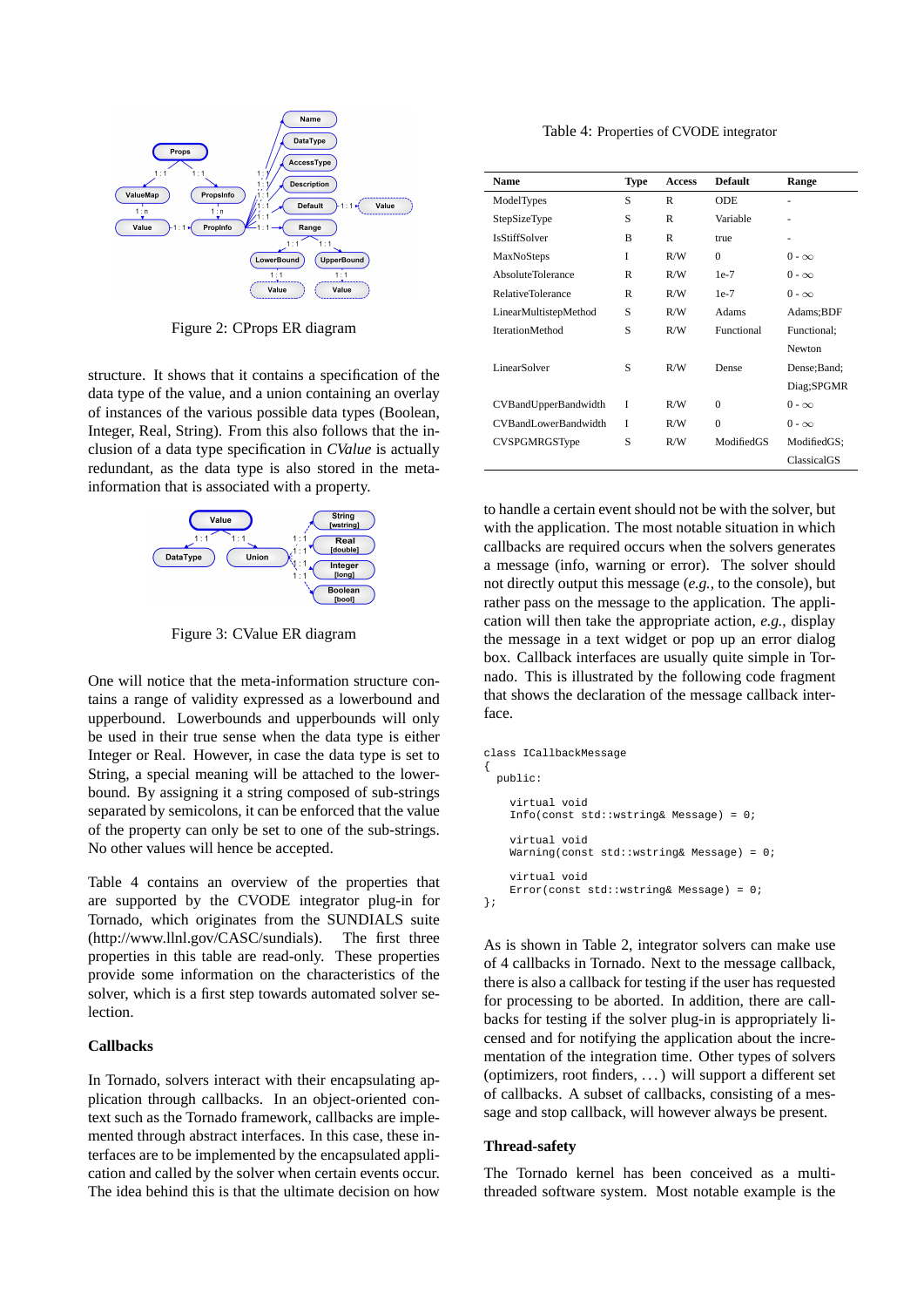Figure 2: CProps ER diagram

structure. It shows that it contains a specification of the data type of the value, and a union containing an overlay of instances of the various possible data types (Boolean, Integer, Real, String). From this also follows that the inclusion of a data type specification in *CValue* is actually redundant, as the data type is also stored in the meta-information that is associated with a property.

Figure 3: CValue ER diagram

One will notice that the meta-information structure contains a range of validity expressed as a lowerbound and upperbound. Lowerbounds and upperbounds will only be used in their true sense when the data type is either Integer or Real. However, in case the data type is set to String, a special meaning will be attached to the lowerbound. By assigning it a string composed of sub-strings separated by semicolons, it can be enforced that the value of the property can only be set to one of the sub-strings. No other values will hence be accepted.

Table 4 contains an overview of the properties that are supported by the CVODE integrator plug-in for Tornado, which originates from the SUNDIALS suite (http://www.llnl.gov/CASC/sundials). The first three properties in this table are read-only. These properties provide some information on the characteristics of the solver, which is a first step towards automated solver selection.

### Callbacks

In Tornado, solvers interact with their encapsulating application through callbacks. In an object-oriented context such as the Tornado framework, callbacks are implemented through abstract interfaces. In this case, these interfaces are to be implemented by the encapsulated application and called by the solver when certain events occur. The idea behind this is that the ultimate decision on how to handle a certain event should not be with the solver, but with the application. The most notable situation in which callbacks are required occurs when the solvers generates a message (info, warning or error). The solver should not directly output this message (*e.g.*, to the console), but rather pass on the message to the application. The application will then take the appropriate action, *e.g.*, display the message in a text widget or pop up an error dialog box. Callback interfaces are usually quite simple in Tornado. This is illustrated by the following code fragment that shows the declaration of the message callback interface.

Table 4: Properties of CVODE integrator

| Name | Type | Access | Default | Range |
|---|---|---|---|---|
| ModelTypes | S | R | ODE | - |
| StepSizeType | S | R | Variable | - |
| IsStiffSolver | B | R | true | - |
| MaxNoSteps | I | R/W | 0 | $0 - \infty$ |
| AbsoluteTolerance | R | R/W | 1e-7 | $0 - \infty$ |
| RelativeTolerance | R | R/W | 1e-7 | $0 - \infty$ |
| LinearMultistepMethod | S | R/W | Adams | Adams;BDF |
| IterationMethod | S | R/W | Functional | Functional; Newton |
| LinearSolver | S | R/W | Dense | Dense;Band; Diag;SPGMR |
| CVBandUpperBandwidth | I | R/W | 0 | $0 - \infty$ |
| CVBandLowerBandwidth | I | R/W | 0 | $0 - \infty$ |
| CVSPGMRGSType | S | R/W | ModifiedGS | ModifiedGS; ClassicalGS |

```
class ICallbackMessage
{
  public:

    virtual void
    Info(const std::wstring& Message) = 0;

    virtual void
    Warning(const std::wstring& Message) = 0;

    virtual void
    Error(const std::wstring& Message) = 0;
};
```

As is shown in Table 2, integrator solvers can make use of 4 callbacks in Tornado. Next to the message callback, there is also a callback for testing if the user has requested for processing to be aborted. In addition, there are callbacks for testing if the solver plug-in is appropriately licensed and for notifying the application about the incrementation of the integration time. Other types of solvers (optimizers, root finders, ...) will support a different set of callbacks. A subset of callbacks, consisting of a message and stop callback, will however always be present.

### Thread-safety

The Tornado kernel has been conceived as a multi-threaded software system. Most notable example is the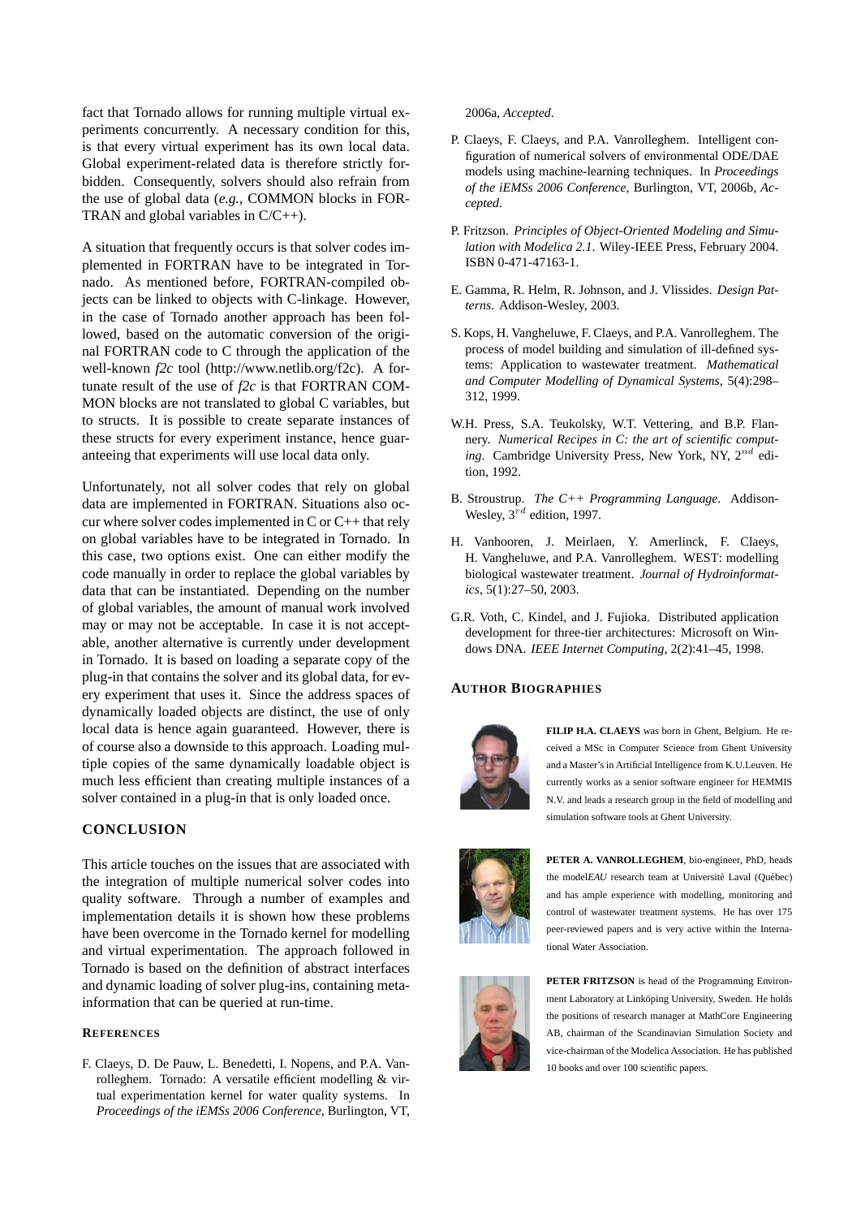fact that Tornado allows for running multiple virtual experiments concurrently. A necessary condition for this, is that every virtual experiment has its own local data. Global experiment-related data is therefore strictly forbidden. Consequently, solvers should also refrain from the use of global data (*e.g.*, COMMON blocks in FORTRAN and global variables in C/C++).

A situation that frequently occurs is that solver codes implemented in FORTRAN have to be integrated in Tornado. As mentioned before, FORTRAN-compiled objects can be linked to objects with C-linkage. However, in the case of Tornado another approach has been followed, based on the automatic conversion of the original FORTRAN code to C through the application of the well-known *f2c* tool (http://www.netlib.org/f2c). A fortunate result of the use of *f2c* is that FORTRAN COMMON blocks are not translated to global C variables, but to structs. It is possible to create separate instances of these structs for every experiment instance, hence guaranteeing that experiments will use local data only.

Unfortunately, not all solver codes that rely on global data are implemented in FORTRAN. Situations also occur where solver codes implemented in C or C++ that rely on global variables have to be integrated in Tornado. In this case, two options exist. One can either modify the code manually in order to replace the global variables by data that can be instantiated. Depending on the number of global variables, the amount of manual work involved may or may not be acceptable. In case it is not acceptable, another alternative is currently under development in Tornado. It is based on loading a separate copy of the plug-in that contains the solver and its global data, for every experiment that uses it. Since the address spaces of dynamically loaded objects are distinct, the use of only local data is hence again guaranteed. However, there is of course also a downside to this approach. Loading multiple copies of the same dynamically loadable object is much less efficient than creating multiple instances of a solver contained in a plug-in that is only loaded once.

## CONCLUSION

This article touches on the issues that are associated with the integration of multiple numerical solver codes into quality software. Through a number of examples and implementation details it is shown how these problems have been overcome in the Tornado kernel for modelling and virtual experimentation. The approach followed in Tornado is based on the definition of abstract interfaces and dynamic loading of solver plug-ins, containing meta-information that can be queried at run-time.

### REFERENCES

F. Claeys, D. De Pauw, L. Benedetti, I. Nopens, and P.A. Vanrolleghem. Tornado: A versatile efficient modelling & virtual experimentation kernel for water quality systems. In *Proceedings of the iEMSs 2006 Conference*, Burlington, VT, 2006a, *Accepted*.

P. Claeys, F. Claeys, and P.A. Vanrolleghem. Intelligent configuration of numerical solvers of environmental ODE/DAE models using machine-learning techniques. In *Proceedings of the iEMSs 2006 Conference*, Burlington, VT, 2006b, *Accepted*.

P. Fritzson. *Principles of Object-Oriented Modeling and Simulation with Modelica 2.1*. Wiley-IEEE Press, February 2004. ISBN 0-471-47163-1.

E. Gamma, R. Helm, R. Johnson, and J. Vlissides. *Design Patterns*. Addison-Wesley, 2003.

S. Kops, H. Vangheluwe, F. Claeys, and P.A. Vanrolleghem. The process of model building and simulation of ill-defined systems: Application to wastewater treatment. *Mathematical and Computer Modelling of Dynamical Systems*, 5(4):298–312, 1999.

W.H. Press, S.A. Teukolsky, W.T. Vettering, and B.P. Flannery. *Numerical Recipes in C: the art of scientific computing*. Cambridge University Press, New York, NY, $2^{nd}$ edition, 1992.

B. Stroustrup. *The C++ Programming Language*. Addison-Wesley, $3^{rd}$ edition, 1997.

H. Vanhooren, J. Meirlaen, Y. Amerlinck, F. Claeys, H. Vangheluwe, and P.A. Vanrolleghem. WEST: modelling biological wastewater treatment. *Journal of Hydroinformatics*, 5(1):27–50, 2003.

G.R. Voth, C. Kindel, and J. Fujioka. Distributed application development for three-tier architectures: Microsoft on Windows DNA. *IEEE Internet Computing*, 2(2):41–45, 1998.

### AUTHOR BIOGRAPHIES

**FILIP H.A. CLAEYS** was born in Ghent, Belgium. He received a MSc in Computer Science from Ghent University and a Master's in Artificial Intelligence from K.U.Leuven. He currently works as a senior software engineer for HEMMIS N.V. and leads a research group in the field of modelling and simulation software tools at Ghent University.

**PETER A. VANROLLEGHEM**, bio-engineer, PhD, heads the model*EAU* research team at Université Laval (Québec) and has ample experience with modelling, monitoring and control of wastewater treatment systems. He has over 175 peer-reviewed papers and is very active within the International Water Association.

**PETER FRITZSON** is head of the Programming Environment Laboratory at Linköping University, Sweden. He holds the positions of research manager at MathCore Engineering AB, chairman of the Scandinavian Simulation Society and vice-chairman of the Modelica Association. He has published 10 books and over 100 scientific papers.